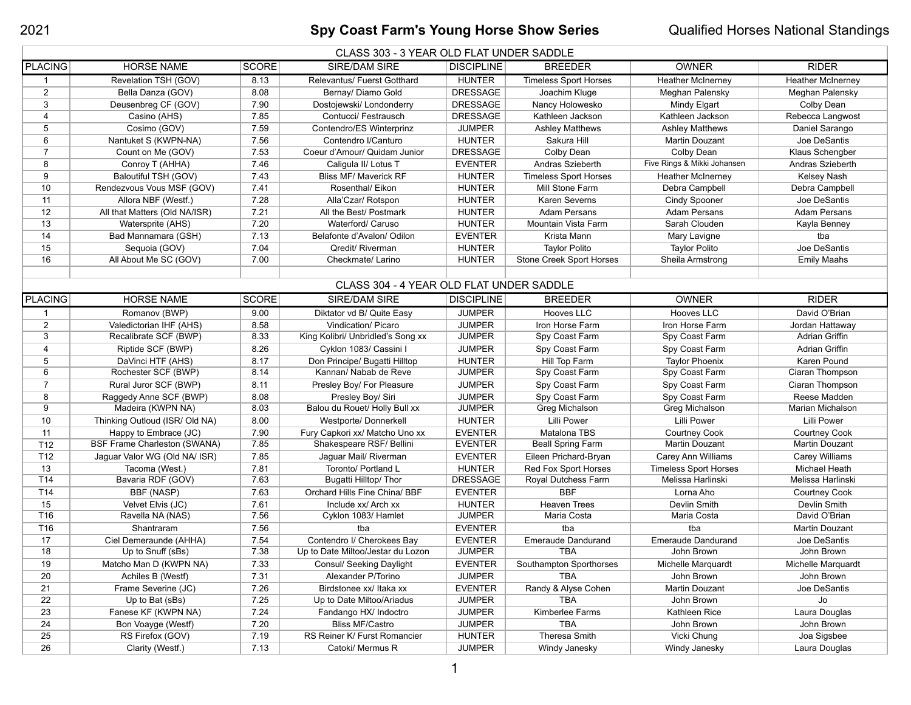2021 **Spy Coast Farm's Young Horse Show Series** Qualified Horses National Standings

## CLASS 303 - 3 YEAR OLD FLAT UNDER SADDLE

| PLACING | HORSE NAME | SCORE | SIRE/DAM SIRE | DISCIPLINE | BREEDER | OWNER | RIDER |
|---|---|---|---|---|---|---|---|
| 1 | Revelation TSH (GOV) | 8.13 | Relevantus/ Fuerst Gotthard | HUNTER | Timeless Sport Horses | Heather McInerney | Heather McInerney |
| 2 | Bella Danza (GOV) | 8.08 | Bernay/ Diamo Gold | DRESSAGE | Joachim Kluge | Meghan Palensky | Meghan Palensky |
| 3 | Deusenberg CF (GOV) | 7.90 | Dostojewski/ Londonderry | DRESSAGE | Nancy Holowesko | Mindy Elgart | Colby Dean |
| 4 | Casino (AHS) | 7.85 | Contucci/ Festrausch | DRESSAGE | Kathleen Jackson | Kathleen Jackson | Rebecca Langwost |
| 5 | Cosimo (GOV) | 7.59 | Contendro/ES Winterprinz | JUMPER | Ashley Matthews | Ashley Matthews | Daniel Sarango |
| 6 | Nantuket S (KWPN-NA) | 7.56 | Contendro I/Canturo | HUNTER | Sakura Hill | Martin Douzant | Joe DeSantis |
| 7 | Count on Me (GOV) | 7.53 | Coeur d'Amour/ Quidam Junior | DRESSAGE | Colby Dean | Colby Dean | Klaus Schengber |
| 8 | Conroy T (AHHA) | 7.46 | Caligula II/ Lotus T | EVENTER | Andras Szieberth | Five Rings & Mikki Johansen | Andras Szieberth |
| 9 | Baloutiful TSH (GOV) | 7.43 | Bliss MF/ Maverick RF | HUNTER | Timeless Sport Horses | Heather McInerney | Kelsey Nash |
| 10 | Rendezvous Vous MSF (GOV) | 7.41 | Rosenthal/ Eikon | HUNTER | Mill Stone Farm | Debra Campbell | Debra Campbell |
| 11 | Allora NBF (Westf.) | 7.28 | Alla'Czar/ Rotspon | HUNTER | Karen Severns | Cindy Spooner | Joe DeSantis |
| 12 | All that Matters (Old NA/ISR) | 7.21 | All the Best/ Postmark | HUNTER | Adam Persans | Adam Persans | Adam Persans |
| 13 | Watersprite (AHS) | 7.20 | Waterford/ Caruso | HUNTER | Mountain Vista Farm | Sarah Clouden | Kayla Benney |
| 14 | Bad Mannamara (GSH) | 7.13 | Belafonte d'Avalon/ Odilon | EVENTER | Krista Mann | Mary Lavigne | tba |
| 15 | Sequoia (GOV) | 7.04 | Qredit/ Riverman | HUNTER | Taylor Polito | Taylor Polito | Joe DeSantis |
| 16 | All About Me SC (GOV) | 7.00 | Checkmate/ Larino | HUNTER | Stone Creek Sport Horses | Sheila Armstrong | Emily Maahs |

## CLASS 304 - 4 YEAR OLD FLAT UNDER SADDLE

| PLACING | HORSE NAME | SCORE | SIRE/DAM SIRE | DISCIPLINE | BREEDER | OWNER | RIDER |
|---|---|---|---|---|---|---|---|
| 1 | Romanov (BWP) | 9.00 | Diktator vd B/ Quite Easy | JUMPER | Hooves LLC | Hooves LLC | David O'Brian |
| 2 | Valedictorian IHF (AHS) | 8.58 | Vindication/ Picaro | JUMPER | Iron Horse Farm | Iron Horse Farm | Jordan Hattaway |
| 3 | Recalibrate SCF (BWP) | 8.33 | King Kolibri/ Unbridled's Song xx | JUMPER | Spy Coast Farm | Spy Coast Farm | Adrian Griffin |
| 4 | Riptide SCF (BWP) | 8.26 | Cyklon 1083/ Cassini I | JUMPER | Spy Coast Farm | Spy Coast Farm | Adrian Griffin |
| 5 | DaVinci HTF (AHS) | 8.17 | Don Principe/ Bugatti Hilltop | HUNTER | Hill Top Farm | Taylor Phoenix | Karen Pound |
| 6 | Rochester SCF (BWP) | 8.14 | Kannan/ Nabab de Reve | JUMPER | Spy Coast Farm | Spy Coast Farm | Ciaran Thompson |
| 7 | Rural Juror SCF (BWP) | 8.11 | Presley Boy/ For Pleasure | JUMPER | Spy Coast Farm | Spy Coast Farm | Ciaran Thompson |
| 8 | Raggedy Anne SCF (BWP) | 8.08 | Presley Boy/ Siri | JUMPER | Spy Coast Farm | Spy Coast Farm | Reese Madden |
| 9 | Madeira (KWPN NA) | 8.03 | Balou du Rouet/ Holly Bull xx | JUMPER | Greg Michalson | Greg Michalson | Marian Michalson |
| 10 | Thinking Outloud (ISR/ Old NA) | 8.00 | Westporte/ Donnerkell | HUNTER | Lilli Power | Lilli Power | Lilli Power |
| 11 | Happy to Embrace (JC) | 7.90 | Fury Capkori xx/ Matcho Uno xx | EVENTER | Matalona TBS | Courtney Cook | Courtney Cook |
| T12 | BSF Frame Charleston (SWANA) | 7.85 | Shakespeare RSF/ Bellini | EVENTER | Beall Spring Farm | Martin Douzant | Martin Douzant |
| T12 | Jaguar Valor WG (Old NA/ ISR) | 7.85 | Jaguar Mail/ Riverman | EVENTER | Eileen Prichard-Bryan | Carey Ann Williams | Carey Williams |
| 13 | Tacoma (West.) | 7.81 | Toronto/ Portland L | HUNTER | Red Fox Sport Horses | Timeless Sport Horses | Michael Heath |
| T14 | Bavaria RDF (GOV) | 7.63 | Bugatti Hilltop/ Thor | DRESSAGE | Royal Dutchess Farm | Melissa Harlinski | Melissa Harlinski |
| T14 | BBF (NASP) | 7.63 | Orchard Hills Fine China/ BBF | EVENTER | BBF | Lorna Aho | Courtney Cook |
| 15 | Velvet Elvis (JC) | 7.61 | Include xx/ Arch xx | HUNTER | Heaven Trees | Devlin Smith | Devlin Smith |
| T16 | Ravella NA (NAS) | 7.56 | Cyklon 1083/ Hamlet | JUMPER | Maria Costa | Maria Costa | David O'Brian |
| T16 | Shantraram | 7.56 | tba | EVENTER | tba | tba | Martin Douzant |
| 17 | Ciel Demeraunde (AHHA) | 7.54 | Contendro I/ Cherokees Bay | EVENTER | Emeraude Dandurand | Emeraude Dandurand | Joe DeSantis |
| 18 | Up to Snuff (sBs) | 7.38 | Up to Date Miltoo/Jestar du Lozon | JUMPER | TBA | John Brown | John Brown |
| 19 | Matcho Man D (KWPN NA) | 7.33 | Consul/ Seeking Daylight | EVENTER | Southampton Sporthorses | Michelle Marquardt | Michelle Marquardt |
| 20 | Achiles B (Westf) | 7.31 | Alexander P/Torino | JUMPER | TBA | John Brown | John Brown |
| 21 | Frame Severine (JC) | 7.26 | Birdstonee xx/ Itaka xx | EVENTER | Randy & Alyse Cohen | Martin Douzant | Joe DeSantis |
| 22 | Up to Bat (sBs) | 7.25 | Up to Date Miltoo/Ariadus | JUMPER | TBA | John Brown | Jo |
| 23 | Fanese KF (KWPN NA) | 7.24 | Fandango HX/ Indoctro | JUMPER | Kimberlee Farms | Kathleen Rice | Laura Douglas |
| 24 | Bon Voayge (Westf) | 7.20 | Bliss MF/Castro | JUMPER | TBA | John Brown | John Brown |
| 25 | RS Firefox (GOV) | 7.19 | RS Reiner K/ Furst Romancier | HUNTER | Theresa Smith | Vicki Chung | Joa Sigsbee |
| 26 | Clarity (Westf.) | 7.13 | Catoki/ Mermus R | JUMPER | Windy Janesky | Windy Janesky | Laura Douglas |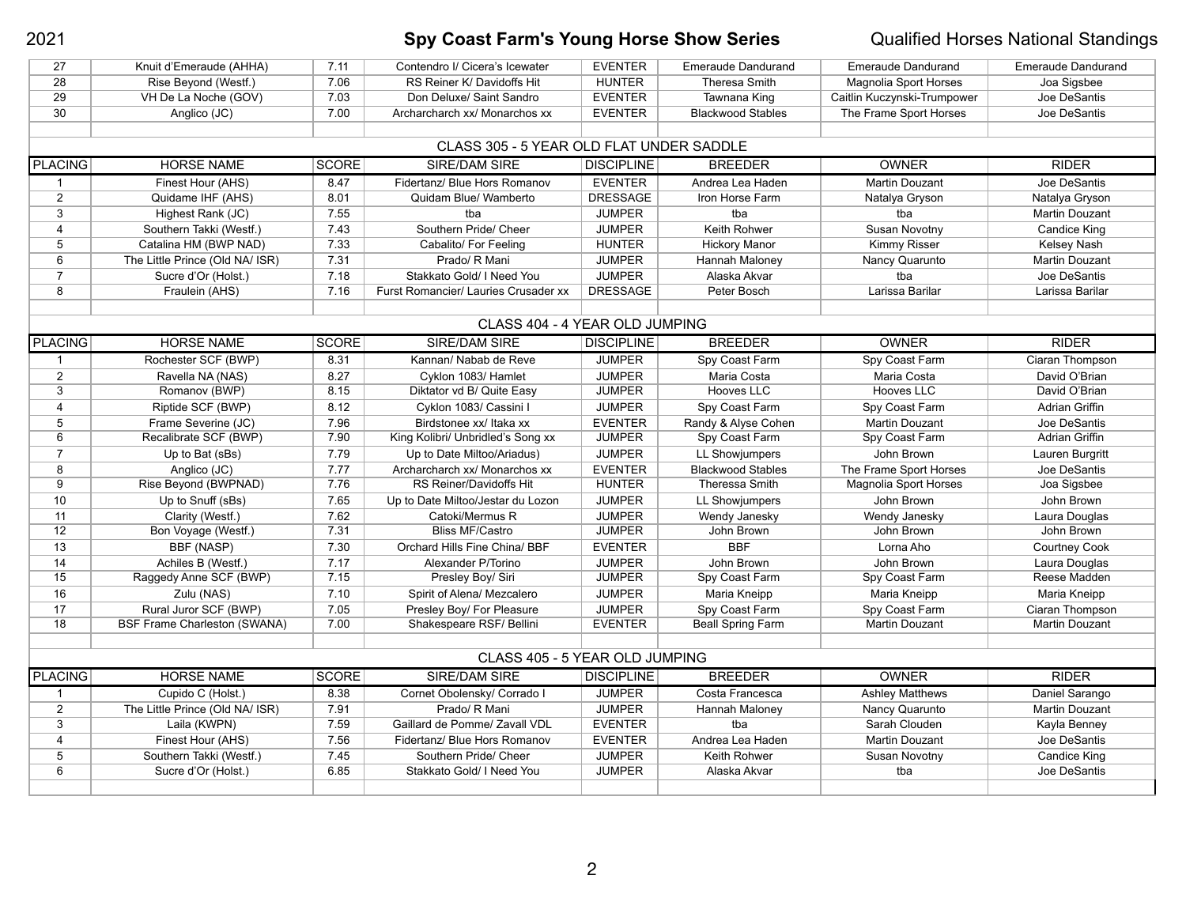| | | | | | | | |
|---|---|---|---|---|---|---|---|
| 27 | Knuit d'Emeraude (AHHA) | 7.11 | Contendro I/ Cicera's Icewater | EVENTER | Emeraude Dandurand | Emeraude Dandurand | Emeraude Dandurand |
| 28 | Rise Beyond (Westf.) | 7.06 | RS Reiner K/ Davidoffs Hit | HUNTER | Theresa Smith | Magnolia Sport Horses | Joa Sigsbee |
| 29 | VH De La Noche (GOV) | 7.03 | Don Deluxe/ Saint Sandro | EVENTER | Tawnana King | Caitlin Kuczynski-Trumpower | Joe DeSantis |
| 30 | Anglico (JC) | 7.00 | Archarcharch xx/ Monarchos xx | EVENTER | Blackwood Stables | The Frame Sport Horses | Joe DeSantis |

## CLASS 305 - 5 YEAR OLD FLAT UNDER SADDLE

| PLACING | HORSE NAME | SCORE | SIRE/DAM SIRE | DISCIPLINE | BREEDER | OWNER | RIDER |
|---|---|---|---|---|---|---|---|
| 1 | Finest Hour (AHS) | 8.47 | Fidertanz/ Blue Hors Romanov | EVENTER | Andrea Lea Haden | Martin Douzant | Joe DeSantis |
| 2 | Quidame IHF (AHS) | 8.01 | Quidam Blue/ Wamberto | DRESSAGE | Iron Horse Farm | Natalya Gryson | Natalya Gryson |
| 3 | Highest Rank (JC) | 7.55 | tba | JUMPER | tba | tba | Martin Douzant |
| 4 | Southern Takki (Westf.) | 7.43 | Southern Pride/ Cheer | JUMPER | Keith Rohwer | Susan Novotny | Candice King |
| 5 | Catalina HM (BWP NAD) | 7.33 | Cabalito/ For Feeling | HUNTER | Hickory Manor | Kimmy Risser | Kelsey Nash |
| 6 | The Little Prince (Old NA/ ISR) | 7.31 | Prado/ R Mani | JUMPER | Hannah Maloney | Nancy Quarunto | Martin Douzant |
| 7 | Sucre d'Or (Holst.) | 7.18 | Stakkato Gold/ I Need You | JUMPER | Alaska Akvar | tba | Joe DeSantis |
| 8 | Fraulein (AHS) | 7.16 | Furst Romancier/ Lauries Crusader xx | DRESSAGE | Peter Bosch | Larissa Barilar | Larissa Barilar |

## CLASS 404 - 4 YEAR OLD JUMPING

| PLACING | HORSE NAME | SCORE | SIRE/DAM SIRE | DISCIPLINE | BREEDER | OWNER | RIDER |
|---|---|---|---|---|---|---|---|
| 1 | Rochester SCF (BWP) | 8.31 | Kannan/ Nabab de Reve | JUMPER | Spy Coast Farm | Spy Coast Farm | Ciaran Thompson |
| 2 | Ravella NA (NAS) | 8.27 | Cyklon 1083/ Hamlet | JUMPER | Maria Costa | Maria Costa | David O'Brian |
| 3 | Romanov (BWP) | 8.15 | Diktator vd B/ Quite Easy | JUMPER | Hooves LLC | Hooves LLC | David O'Brian |
| 4 | Riptide SCF (BWP) | 8.12 | Cyklon 1083/ Cassini I | JUMPER | Spy Coast Farm | Spy Coast Farm | Adrian Griffin |
| 5 | Frame Severine (JC) | 7.96 | Birdstonee xx/ Itaka xx | EVENTER | Randy & Alyse Cohen | Martin Douzant | Joe DeSantis |
| 6 | Recalibrate SCF (BWP) | 7.90 | King Kolibri/ Unbridled's Song xx | JUMPER | Spy Coast Farm | Spy Coast Farm | Adrian Griffin |
| 7 | Up to Bat (sBs) | 7.79 | Up to Date Miltoo/Ariadus) | JUMPER | LL Showjumpers | John Brown | Lauren Burgritt |
| 8 | Anglico (JC) | 7.77 | Archarcharch xx/ Monarchos xx | EVENTER | Blackwood Stables | The Frame Sport Horses | Joe DeSantis |
| 9 | Rise Beyond (BWPNAD) | 7.76 | RS Reiner/Davidoffs Hit | HUNTER | Theressa Smith | Magnolia Sport Horses | Joa Sigsbee |
| 10 | Up to Snuff (sBs) | 7.65 | Up to Date Miltoo/Jestar du Lozon | JUMPER | LL Showjumpers | John Brown | John Brown |
| 11 | Clarity (Westf.) | 7.62 | Catoki/Mermus R | JUMPER | Wendy Janesky | Wendy Janesky | Laura Douglas |
| 12 | Bon Voyage (Westf.) | 7.31 | Bliss MF/Castro | JUMPER | John Brown | John Brown | John Brown |
| 13 | BBF (NASP) | 7.30 | Orchard Hills Fine China/ BBF | EVENTER | BBF | Lorna Aho | Courtney Cook |
| 14 | Achiles B (Westf.) | 7.17 | Alexander P/Torino | JUMPER | John Brown | John Brown | Laura Douglas |
| 15 | Raggedy Anne SCF (BWP) | 7.15 | Presley Boy/ Siri | JUMPER | Spy Coast Farm | Spy Coast Farm | Reese Madden |
| 16 | Zulu (NAS) | 7.10 | Spirit of Alena/ Mezcalero | JUMPER | Maria Kneipp | Maria Kneipp | Maria Kneipp |
| 17 | Rural Juror SCF (BWP) | 7.05 | Presley Boy/ For Pleasure | JUMPER | Spy Coast Farm | Spy Coast Farm | Ciaran Thompson |
| 18 | BSF Frame Charleston (SWANA) | 7.00 | Shakespeare RSF/ Bellini | EVENTER | Beall Spring Farm | Martin Douzant | Martin Douzant |

## CLASS 405 - 5 YEAR OLD JUMPING

| PLACING | HORSE NAME | SCORE | SIRE/DAM SIRE | DISCIPLINE | BREEDER | OWNER | RIDER |
|---|---|---|---|---|---|---|---|
| 1 | Cupido C (Holst.) | 8.38 | Cornet Obolensky/ Corrado I | JUMPER | Costa Francesca | Ashley Matthews | Daniel Sarango |
| 2 | The Little Prince (Old NA/ ISR) | 7.91 | Prado/ R Mani | JUMPER | Hannah Maloney | Nancy Quarunto | Martin Douzant |
| 3 | Laila (KWPN) | 7.59 | Gaillard de Pomme/ Zavall VDL | EVENTER | tba | Sarah Clouden | Kayla Benney |
| 4 | Finest Hour (AHS) | 7.56 | Fidertanz/ Blue Hors Romanov | EVENTER | Andrea Lea Haden | Martin Douzant | Joe DeSantis |
| 5 | Southern Takki (Westf.) | 7.45 | Southern Pride/ Cheer | JUMPER | Keith Rohwer | Susan Novotny | Candice King |
| 6 | Sucre d'Or (Holst.) | 6.85 | Stakkato Gold/ I Need You | JUMPER | Alaska Akvar | tba | Joe DeSantis |